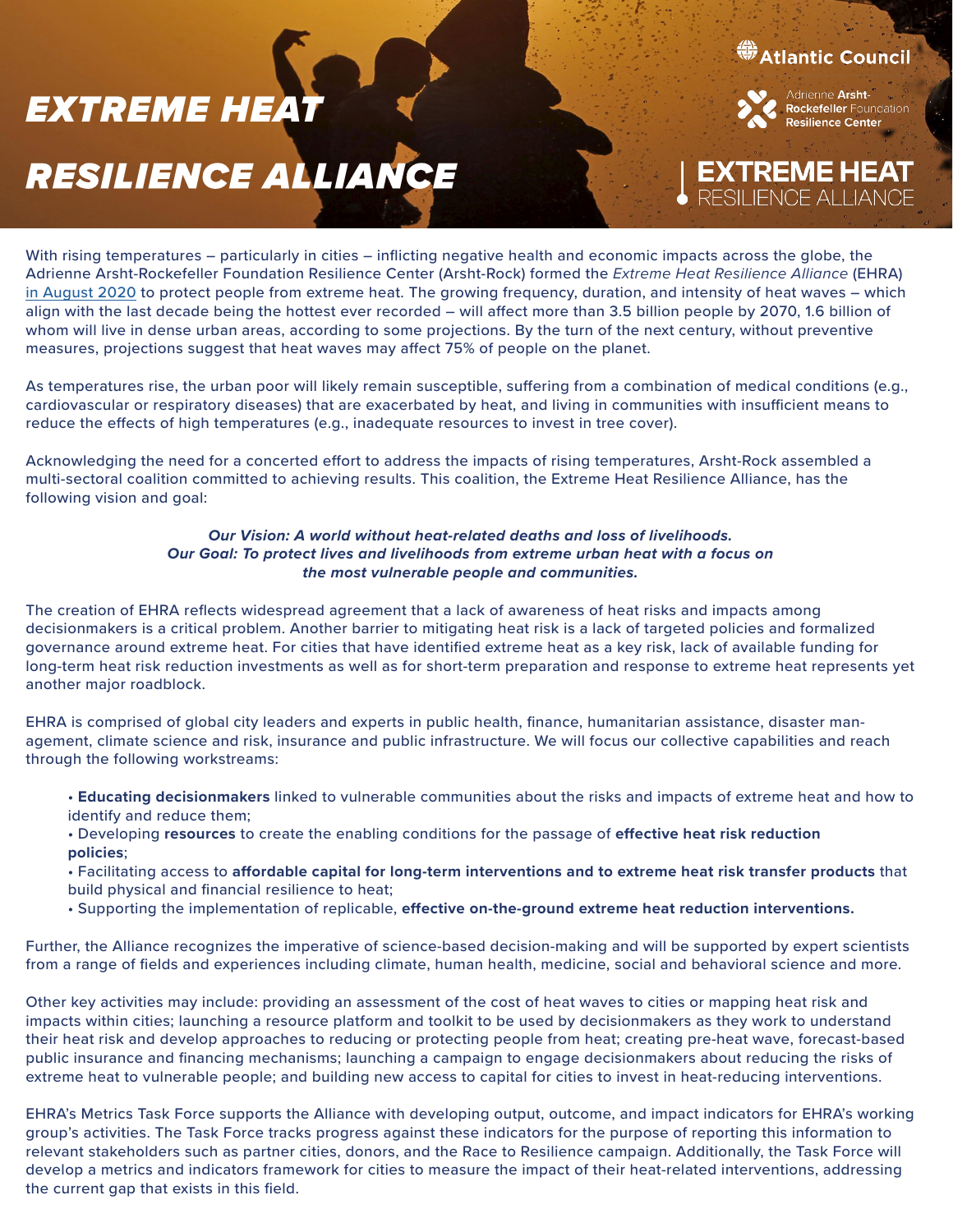# *EXTREME HEAT RESILIENCE ALLIANCE*

With rising temperatures – particularly in cities – inflicting negative health and economic impacts across the globe, the Adrienne Arsht-Rockefeller Foundation Resilience Center (Arsht-Rock) formed the *Extreme Heat Resilience Alliance* (EHRA) in August 2020 to protect people from extreme heat. The growing frequency, duration, and intensity of heat waves – which align with the last decade being the hottest ever recorded – will affect more than 3.5 billion people by 2070, 1.6 billion of whom will live in dense urban areas, according to some projections. By the turn of the next century, without preventive measures, projections suggest that heat waves may affect 75% of people on the planet.

As temperatures rise, the urban poor will likely remain susceptible, suffering from a combination of medical conditions (e.g., cardiovascular or respiratory diseases) that are exacerbated by heat, and living in communities with insufficient means to reduce the effects of high temperatures (e.g., inadequate resources to invest in tree cover).

Acknowledging the need for a concerted effort to address the impacts of rising temperatures, Arsht-Rock assembled a multi-sectoral coalition committed to achieving results. This coalition, the Extreme Heat Resilience Alliance, has the following vision and goal:

***Our Vision: A world without heat-related deaths and loss of livelihoods.***
***Our Goal: To protect lives and livelihoods from extreme urban heat with a focus on the most vulnerable people and communities.***

The creation of EHRA reflects widespread agreement that a lack of awareness of heat risks and impacts among decisionmakers is a critical problem. Another barrier to mitigating heat risk is a lack of targeted policies and formalized governance around extreme heat. For cities that have identified extreme heat as a key risk, lack of available funding for long-term heat risk reduction investments as well as for short-term preparation and response to extreme heat represents yet another major roadblock.

EHRA is comprised of global city leaders and experts in public health, finance, humanitarian assistance, disaster management, climate science and risk, insurance and public infrastructure. We will focus our collective capabilities and reach through the following workstreams:

- **Educating decisionmakers** linked to vulnerable communities about the risks and impacts of extreme heat and how to identify and reduce them;
- Developing **resources** to create the enabling conditions for the passage of **effective heat risk reduction policies**;
- Facilitating access to **affordable capital for long-term interventions and to extreme heat risk transfer products** that build physical and financial resilience to heat;
- Supporting the implementation of replicable, **effective on-the-ground extreme heat reduction interventions.**

Further, the Alliance recognizes the imperative of science-based decision-making and will be supported by expert scientists from a range of fields and experiences including climate, human health, medicine, social and behavioral science and more.

Other key activities may include: providing an assessment of the cost of heat waves to cities or mapping heat risk and impacts within cities; launching a resource platform and toolkit to be used by decisionmakers as they work to understand their heat risk and develop approaches to reducing or protecting people from heat; creating pre-heat wave, forecast-based public insurance and financing mechanisms; launching a campaign to engage decisionmakers about reducing the risks of extreme heat to vulnerable people; and building new access to capital for cities to invest in heat-reducing interventions.

EHRA's Metrics Task Force supports the Alliance with developing output, outcome, and impact indicators for EHRA's working group's activities. The Task Force tracks progress against these indicators for the purpose of reporting this information to relevant stakeholders such as partner cities, donors, and the Race to Resilience campaign. Additionally, the Task Force will develop a metrics and indicators framework for cities to measure the impact of their heat-related interventions, addressing the current gap that exists in this field.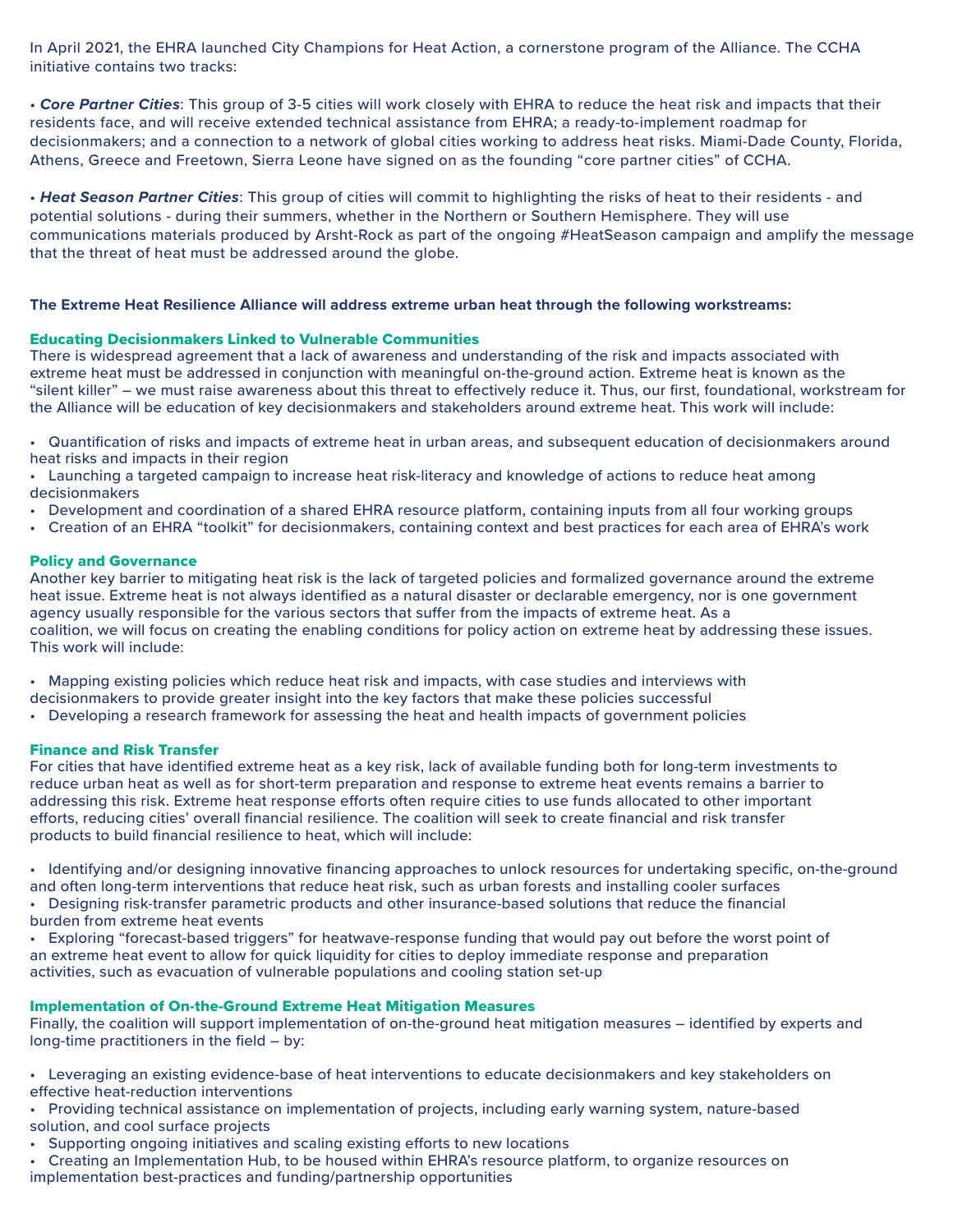In April 2021, the EHRA launched City Champions for Heat Action, a cornerstone program of the Alliance. The CCHA initiative contains two tracks:

- ***Core Partner Cities***: This group of 3-5 cities will work closely with EHRA to reduce the heat risk and impacts that their residents face, and will receive extended technical assistance from EHRA; a ready-to-implement roadmap for decisionmakers; and a connection to a network of global cities working to address heat risks. Miami-Dade County, Florida, Athens, Greece and Freetown, Sierra Leone have signed on as the founding "core partner cities" of CCHA.

- ***Heat Season Partner Cities***: This group of cities will commit to highlighting the risks of heat to their residents - and potential solutions - during their summers, whether in the Northern or Southern Hemisphere. They will use communications materials produced by Arsht-Rock as part of the ongoing #HeatSeason campaign and amplify the message that the threat of heat must be addressed around the globe.

**The Extreme Heat Resilience Alliance will address extreme urban heat through the following workstreams:**

### Educating Decisionmakers Linked to Vulnerable Communities

There is widespread agreement that a lack of awareness and understanding of the risk and impacts associated with extreme heat must be addressed in conjunction with meaningful on-the-ground action. Extreme heat is known as the "silent killer" – we must raise awareness about this threat to effectively reduce it. Thus, our first, foundational, workstream for the Alliance will be education of key decisionmakers and stakeholders around extreme heat. This work will include:

- Quantification of risks and impacts of extreme heat in urban areas, and subsequent education of decisionmakers around heat risks and impacts in their region
- Launching a targeted campaign to increase heat risk-literacy and knowledge of actions to reduce heat among decisionmakers
- Development and coordination of a shared EHRA resource platform, containing inputs from all four working groups
- Creation of an EHRA "toolkit" for decisionmakers, containing context and best practices for each area of EHRA's work

### Policy and Governance

Another key barrier to mitigating heat risk is the lack of targeted policies and formalized governance around the extreme heat issue. Extreme heat is not always identified as a natural disaster or declarable emergency, nor is one government agency usually responsible for the various sectors that suffer from the impacts of extreme heat. As a coalition, we will focus on creating the enabling conditions for policy action on extreme heat by addressing these issues. This work will include:

- Mapping existing policies which reduce heat risk and impacts, with case studies and interviews with decisionmakers to provide greater insight into the key factors that make these policies successful
- Developing a research framework for assessing the heat and health impacts of government policies

### Finance and Risk Transfer

For cities that have identified extreme heat as a key risk, lack of available funding both for long-term investments to reduce urban heat as well as for short-term preparation and response to extreme heat events remains a barrier to addressing this risk. Extreme heat response efforts often require cities to use funds allocated to other important efforts, reducing cities' overall financial resilience. The coalition will seek to create financial and risk transfer products to build financial resilience to heat, which will include:

- Identifying and/or designing innovative financing approaches to unlock resources for undertaking specific, on-the-ground and often long-term interventions that reduce heat risk, such as urban forests and installing cooler surfaces
- Designing risk-transfer parametric products and other insurance-based solutions that reduce the financial burden from extreme heat events
- Exploring "forecast-based triggers" for heatwave-response funding that would pay out before the worst point of an extreme heat event to allow for quick liquidity for cities to deploy immediate response and preparation activities, such as evacuation of vulnerable populations and cooling station set-up

### Implementation of On-the-Ground Extreme Heat Mitigation Measures

Finally, the coalition will support implementation of on-the-ground heat mitigation measures – identified by experts and long-time practitioners in the field – by:

- Leveraging an existing evidence-base of heat interventions to educate decisionmakers and key stakeholders on effective heat-reduction interventions
- Providing technical assistance on implementation of projects, including early warning system, nature-based solution, and cool surface projects
- Supporting ongoing initiatives and scaling existing efforts to new locations
- Creating an Implementation Hub, to be housed within EHRA's resource platform, to organize resources on implementation best-practices and funding/partnership opportunities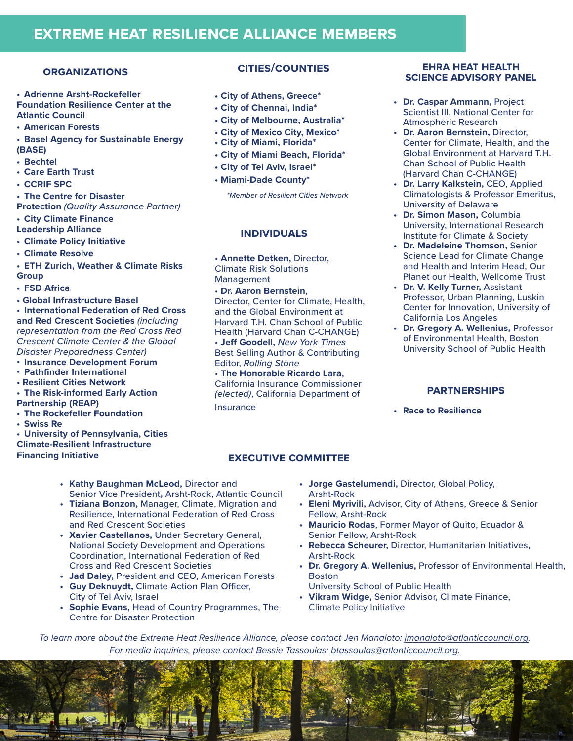# EXTREME HEAT RESILIENCE ALLIANCE MEMBERS

## ORGANIZATIONS

- **Adrienne Arsht-Rockefeller Foundation Resilience Center at the Atlantic Council**
- **American Forests**
- **Basel Agency for Sustainable Energy (BASE)**
- **Bechtel**
- **Care Earth Trust**
- **CCRIF SPC**
- **The Centre for Disaster Protection** *(Quality Assurance Partner)*
- **City Climate Finance Leadership Alliance**
- **Climate Policy Initiative**
- **Climate Resolve**
- **ETH Zurich, Weather & Climate Risks Group**
- **FSD Africa**
- **Global Infrastructure Basel**
- **International Federation of Red Cross and Red Crescent Societies** *(including representation from the Red Cross Red Crescent Climate Center & the Global Disaster Preparedness Center)*
- **Insurance Development Forum**
- **Pathfinder International**
- **Resilient Cities Network**
- **The Risk-informed Early Action Partnership (REAP)**
- **The Rockefeller Foundation**
- **Swiss Re**
- **University of Pennsylvania, Cities Climate-Resilient Infrastructure Financing Initiative**

## CITIES/COUNTIES

- **City of Athens, Greece***
- **City of Chennai, India***
- **City of Melbourne, Australia***
- **City of Mexico City, Mexico***
- **City of Miami, Florida***
- **City of Miami Beach, Florida***
- **City of Tel Aviv, Israel***
- **Miami-Dade County***

*\*Member of Resilient Cities Network*

## INDIVIDUALS

- **Annette Detken,** Director, Climate Risk Solutions Management
- **Dr. Aaron Bernstein**, Director, Center for Climate, Health, and the Global Environment at Harvard T.H. Chan School of Public Health (Harvard Chan C-CHANGE)
- **Jeff Goodell,** *New York Times* Best Selling Author & Contributing Editor, *Rolling Stone*
- **The Honorable Ricardo Lara,** California Insurance Commissioner *(elected)*, California Department of Insurance

## EHRA HEAT HEALTH SCIENCE ADVISORY PANEL

- **Dr. Caspar Ammann,** Project Scientist III, National Center for Atmospheric Research
- **Dr. Aaron Bernstein,** Director, Center for Climate, Health, and the Global Environment at Harvard T.H. Chan School of Public Health (Harvard Chan C-CHANGE)
- **Dr. Larry Kalkstein,** CEO, Applied Climatologists & Professor Emeritus, University of Delaware
- **Dr. Simon Mason,** Columbia University, International Research Institute for Climate & Society
- **Dr. Madeleine Thomson,** Senior Science Lead for Climate Change and Health and Interim Head, Our Planet our Health, Wellcome Trust
- **Dr. V. Kelly Turner,** Assistant Professor, Urban Planning, Luskin Center for Innovation, University of California Los Angeles
- **Dr. Gregory A. Wellenius,** Professor of Environmental Health, Boston University School of Public Health

## PARTNERSHIPS

- **Race to Resilience**

## EXECUTIVE COMMITTEE

- **Kathy Baughman McLeod,** Director and Senior Vice President**,** Arsht-Rock, Atlantic Council
- **Tiziana Bonzon,** Manager, Climate, Migration and Resilience, International Federation of Red Cross and Red Crescent Societies
- **Xavier Castellanos,** Under Secretary General, National Society Development and Operations Coordination, International Federation of Red Cross and Red Crescent Societies
- **Jad Daley,** President and CEO, American Forests
- **Guy Deknuydt,** Climate Action Plan Officer, City of Tel Aviv, Israel
- **Sophie Evans,** Head of Country Programmes, The Centre for Disaster Protection
- **Jorge Gastelumendi,** Director, Global Policy, Arsht-Rock
- **Eleni Myrivili,** Advisor, City of Athens, Greece & Senior Fellow, Arsht-Rock
- **Mauricio Rodas**, Former Mayor of Quito, Ecuador & Senior Fellow, Arsht-Rock
- **Rebecca Scheurer,** Director, Humanitarian Initiatives, Arsht-Rock
- **Dr. Gregory A. Wellenius,** Professor of Environmental Health, Boston University School of Public Health
- **Vikram Widge,** Senior Advisor, Climate Finance, Climate Policy Initiative

*To learn more about the Extreme Heat Resilience Alliance, please contact Jen Manaloto: jmanaloto@atlanticcouncil.org.*
*For media inquiries, please contact Bessie Tassoulas: btassoulas@atlanticcouncil.org.*